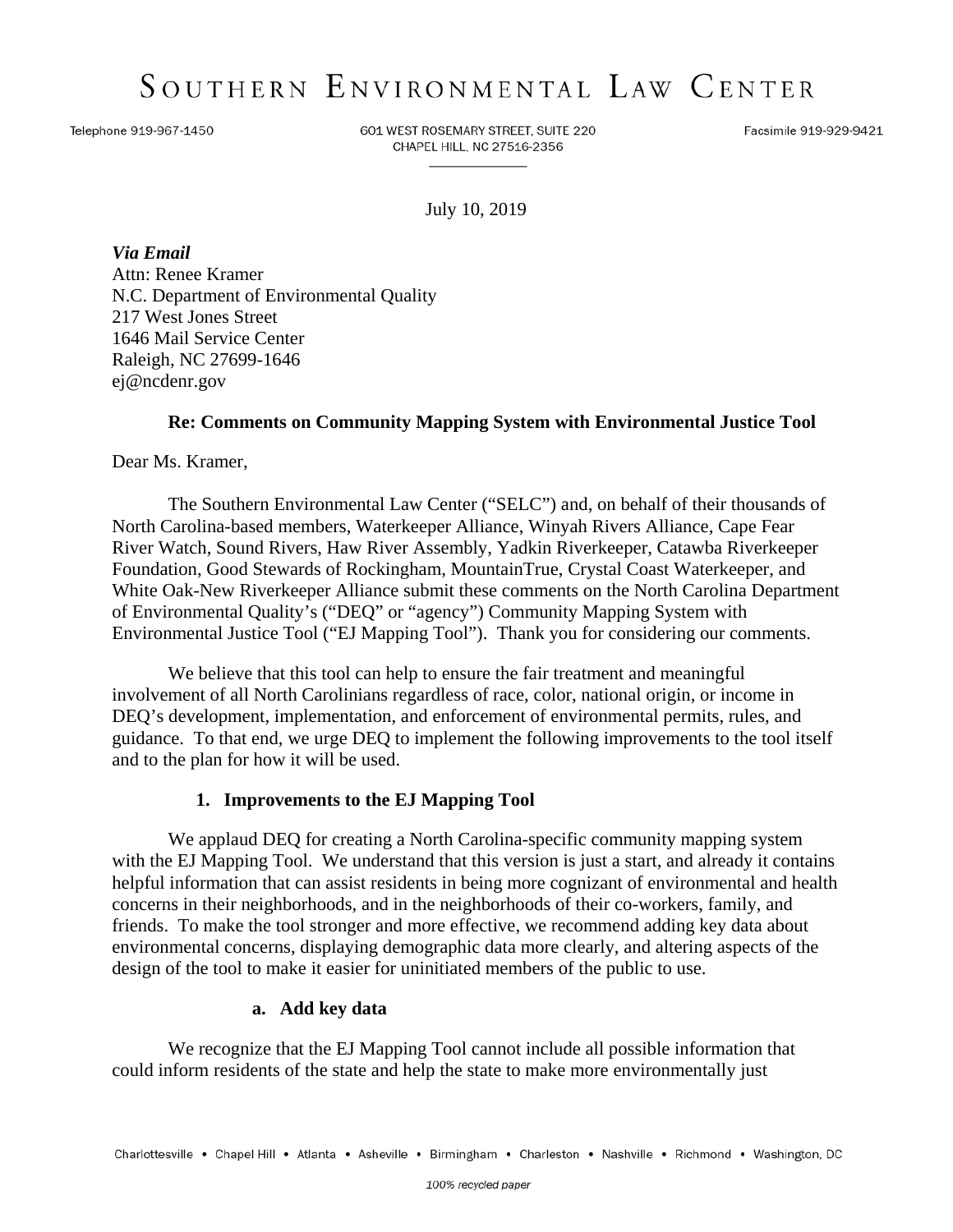# SOUTHERN ENVIRONMENTAL LAW CENTER

Telephone 919-967-1450 | 601 WEST ROSEMARY STREET, SUITE 220 CHAPEL HILL, NC 27516-2356 | Facsimile 919-929-9421

July 10, 2019

***Via Email***
Attn: Renee Kramer
N.C. Department of Environmental Quality
217 West Jones Street
1646 Mail Service Center
Raleigh, NC 27699-1646
ej@ncdenr.gov

**Re: Comments on Community Mapping System with Environmental Justice Tool**

Dear Ms. Kramer,

The Southern Environmental Law Center ("SELC") and, on behalf of their thousands of North Carolina-based members, Waterkeeper Alliance, Winyah Rivers Alliance, Cape Fear River Watch, Sound Rivers, Haw River Assembly, Yadkin Riverkeeper, Catawba Riverkeeper Foundation, Good Stewards of Rockingham, MountainTrue, Crystal Coast Waterkeeper, and White Oak-New Riverkeeper Alliance submit these comments on the North Carolina Department of Environmental Quality's ("DEQ" or "agency") Community Mapping System with Environmental Justice Tool ("EJ Mapping Tool"). Thank you for considering our comments.

We believe that this tool can help to ensure the fair treatment and meaningful involvement of all North Carolinians regardless of race, color, national origin, or income in DEQ's development, implementation, and enforcement of environmental permits, rules, and guidance. To that end, we urge DEQ to implement the following improvements to the tool itself and to the plan for how it will be used.

## 1. Improvements to the EJ Mapping Tool

We applaud DEQ for creating a North Carolina-specific community mapping system with the EJ Mapping Tool. We understand that this version is just a start, and already it contains helpful information that can assist residents in being more cognizant of environmental and health concerns in their neighborhoods, and in the neighborhoods of their co-workers, family, and friends. To make the tool stronger and more effective, we recommend adding key data about environmental concerns, displaying demographic data more clearly, and altering aspects of the design of the tool to make it easier for uninitiated members of the public to use.

### a. Add key data

We recognize that the EJ Mapping Tool cannot include all possible information that could inform residents of the state and help the state to make more environmentally just

Charlottesville • Chapel Hill • Atlanta • Asheville • Birmingham • Charleston • Nashville • Richmond • Washington, DC

*100% recycled paper*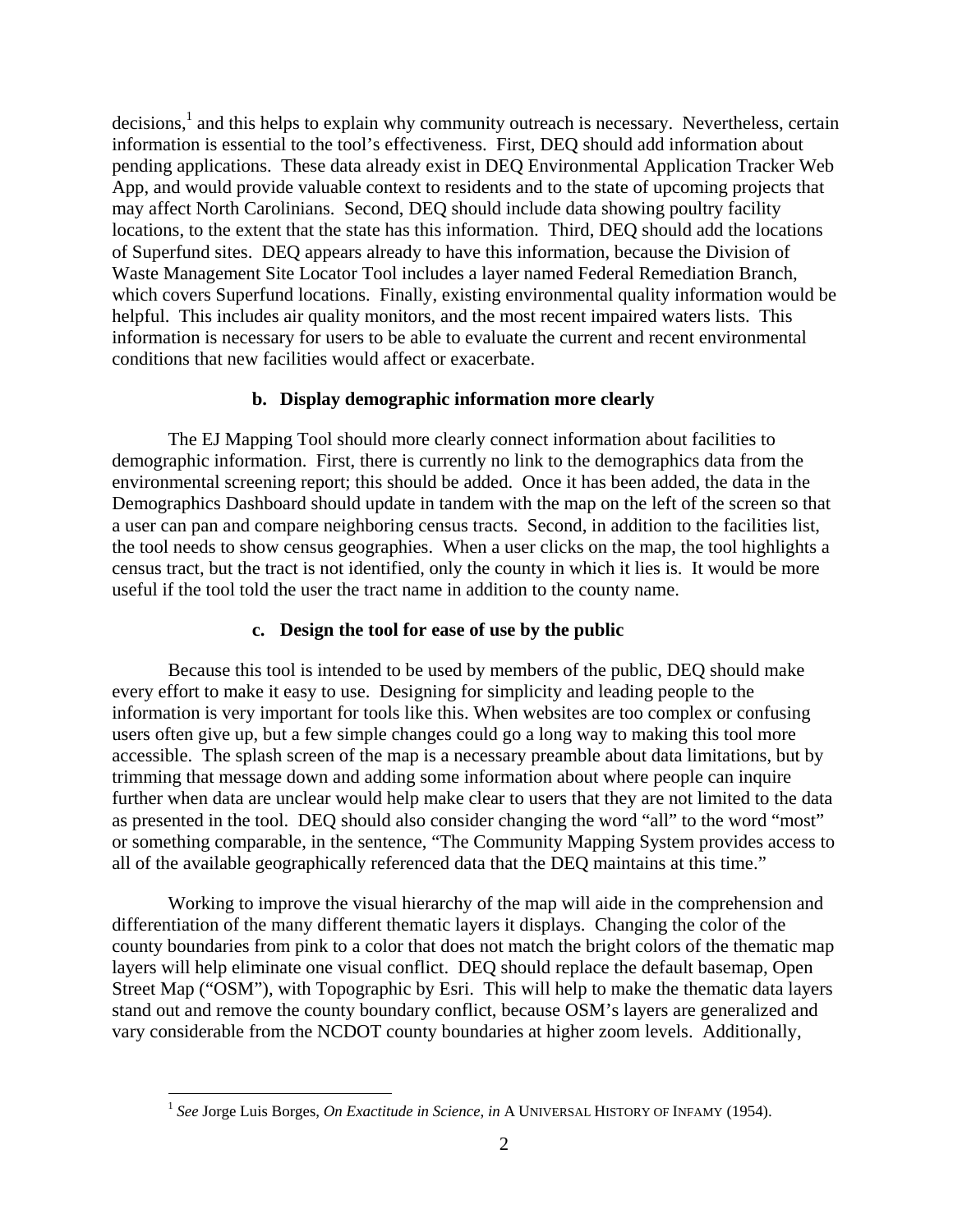decisions,[1] and this helps to explain why community outreach is necessary. Nevertheless, certain information is essential to the tool's effectiveness. First, DEQ should add information about pending applications. These data already exist in DEQ Environmental Application Tracker Web App, and would provide valuable context to residents and to the state of upcoming projects that may affect North Carolinians. Second, DEQ should include data showing poultry facility locations, to the extent that the state has this information. Third, DEQ should add the locations of Superfund sites. DEQ appears already to have this information, because the Division of Waste Management Site Locator Tool includes a layer named Federal Remediation Branch, which covers Superfund locations. Finally, existing environmental quality information would be helpful. This includes air quality monitors, and the most recent impaired waters lists. This information is necessary for users to be able to evaluate the current and recent environmental conditions that new facilities would affect or exacerbate.

### b. Display demographic information more clearly

The EJ Mapping Tool should more clearly connect information about facilities to demographic information. First, there is currently no link to the demographics data from the environmental screening report; this should be added. Once it has been added, the data in the Demographics Dashboard should update in tandem with the map on the left of the screen so that a user can pan and compare neighboring census tracts. Second, in addition to the facilities list, the tool needs to show census geographies. When a user clicks on the map, the tool highlights a census tract, but the tract is not identified, only the county in which it lies is. It would be more useful if the tool told the user the tract name in addition to the county name.

### c. Design the tool for ease of use by the public

Because this tool is intended to be used by members of the public, DEQ should make every effort to make it easy to use. Designing for simplicity and leading people to the information is very important for tools like this. When websites are too complex or confusing users often give up, but a few simple changes could go a long way to making this tool more accessible. The splash screen of the map is a necessary preamble about data limitations, but by trimming that message down and adding some information about where people can inquire further when data are unclear would help make clear to users that they are not limited to the data as presented in the tool. DEQ should also consider changing the word "all" to the word "most" or something comparable, in the sentence, "The Community Mapping System provides access to all of the available geographically referenced data that the DEQ maintains at this time."

Working to improve the visual hierarchy of the map will aide in the comprehension and differentiation of the many different thematic layers it displays. Changing the color of the county boundaries from pink to a color that does not match the bright colors of the thematic map layers will help eliminate one visual conflict. DEQ should replace the default basemap, Open Street Map ("OSM"), with Topographic by Esri. This will help to make the thematic data layers stand out and remove the county boundary conflict, because OSM's layers are generalized and vary considerable from the NCDOT county boundaries at higher zoom levels. Additionally,

---

[1] *See* Jorge Luis Borges, *On Exactitude in Science*, *in* A UNIVERSAL HISTORY OF INFAMY (1954).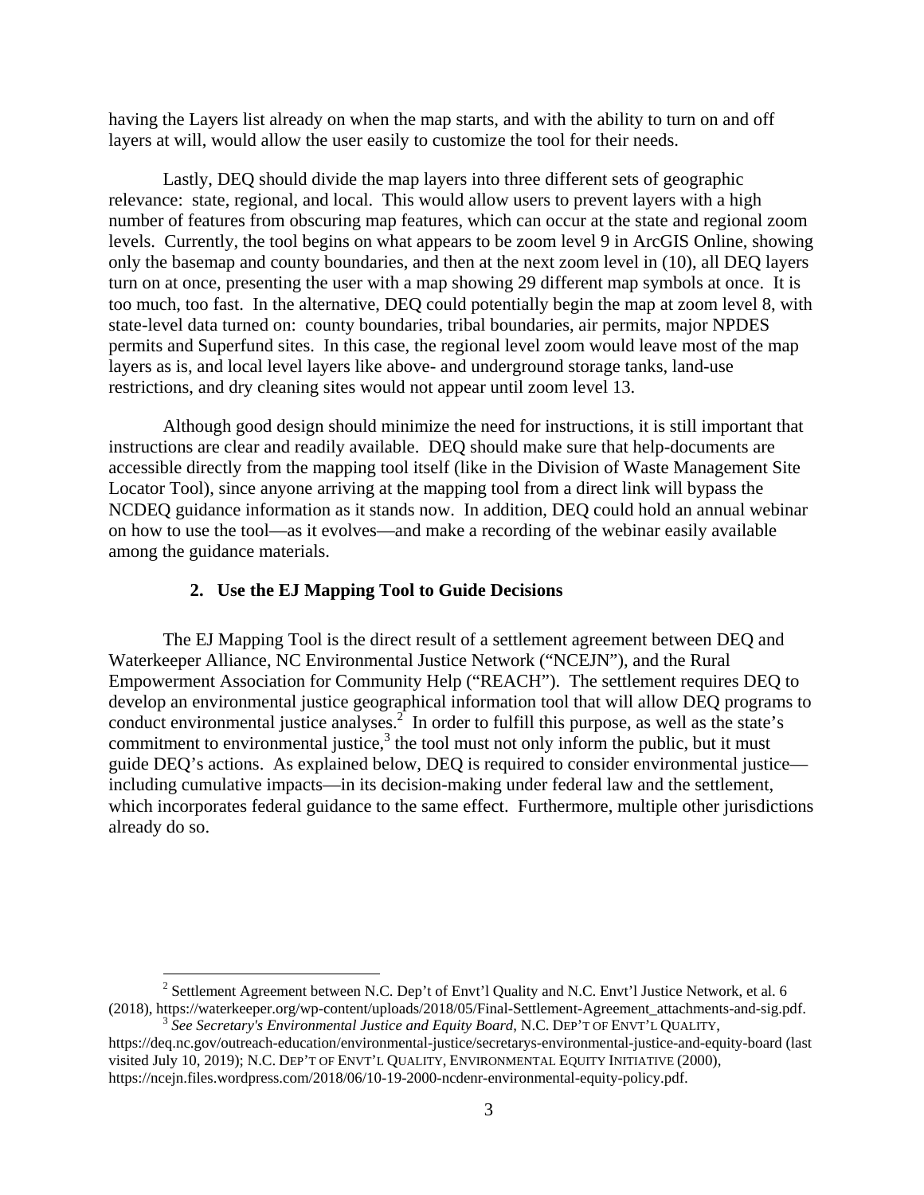having the Layers list already on when the map starts, and with the ability to turn on and off layers at will, would allow the user easily to customize the tool for their needs.

Lastly, DEQ should divide the map layers into three different sets of geographic relevance: state, regional, and local. This would allow users to prevent layers with a high number of features from obscuring map features, which can occur at the state and regional zoom levels. Currently, the tool begins on what appears to be zoom level 9 in ArcGIS Online, showing only the basemap and county boundaries, and then at the next zoom level in (10), all DEQ layers turn on at once, presenting the user with a map showing 29 different map symbols at once. It is too much, too fast. In the alternative, DEQ could potentially begin the map at zoom level 8, with state-level data turned on: county boundaries, tribal boundaries, air permits, major NPDES permits and Superfund sites. In this case, the regional level zoom would leave most of the map layers as is, and local level layers like above- and underground storage tanks, land-use restrictions, and dry cleaning sites would not appear until zoom level 13.

Although good design should minimize the need for instructions, it is still important that instructions are clear and readily available. DEQ should make sure that help-documents are accessible directly from the mapping tool itself (like in the Division of Waste Management Site Locator Tool), since anyone arriving at the mapping tool from a direct link will bypass the NCDEQ guidance information as it stands now. In addition, DEQ could hold an annual webinar on how to use the tool—as it evolves—and make a recording of the webinar easily available among the guidance materials.

### 2. Use the EJ Mapping Tool to Guide Decisions

The EJ Mapping Tool is the direct result of a settlement agreement between DEQ and Waterkeeper Alliance, NC Environmental Justice Network ("NCEJN"), and the Rural Empowerment Association for Community Help ("REACH"). The settlement requires DEQ to develop an environmental justice geographical information tool that will allow DEQ programs to conduct environmental justice analyses.[2] In order to fulfill this purpose, as well as the state's commitment to environmental justice,[3] the tool must not only inform the public, but it must guide DEQ's actions. As explained below, DEQ is required to consider environmental justice—including cumulative impacts—in its decision-making under federal law and the settlement, which incorporates federal guidance to the same effect. Furthermore, multiple other jurisdictions already do so.

---

[2] Settlement Agreement between N.C. Dep't of Envt'l Quality and N.C. Envt'l Justice Network, et al. 6 (2018), https://waterkeeper.org/wp-content/uploads/2018/05/Final-Settlement-Agreement_attachments-and-sig.pdf.

[3] *See Secretary's Environmental Justice and Equity Board*, N.C. DEP'T OF ENVT'L QUALITY, https://deq.nc.gov/outreach-education/environmental-justice/secretarys-environmental-justice-and-equity-board (last visited July 10, 2019); N.C. DEP'T OF ENVT'L QUALITY, ENVIRONMENTAL EQUITY INITIATIVE (2000), https://ncejn.files.wordpress.com/2018/06/10-19-2000-ncdenr-environmental-equity-policy.pdf.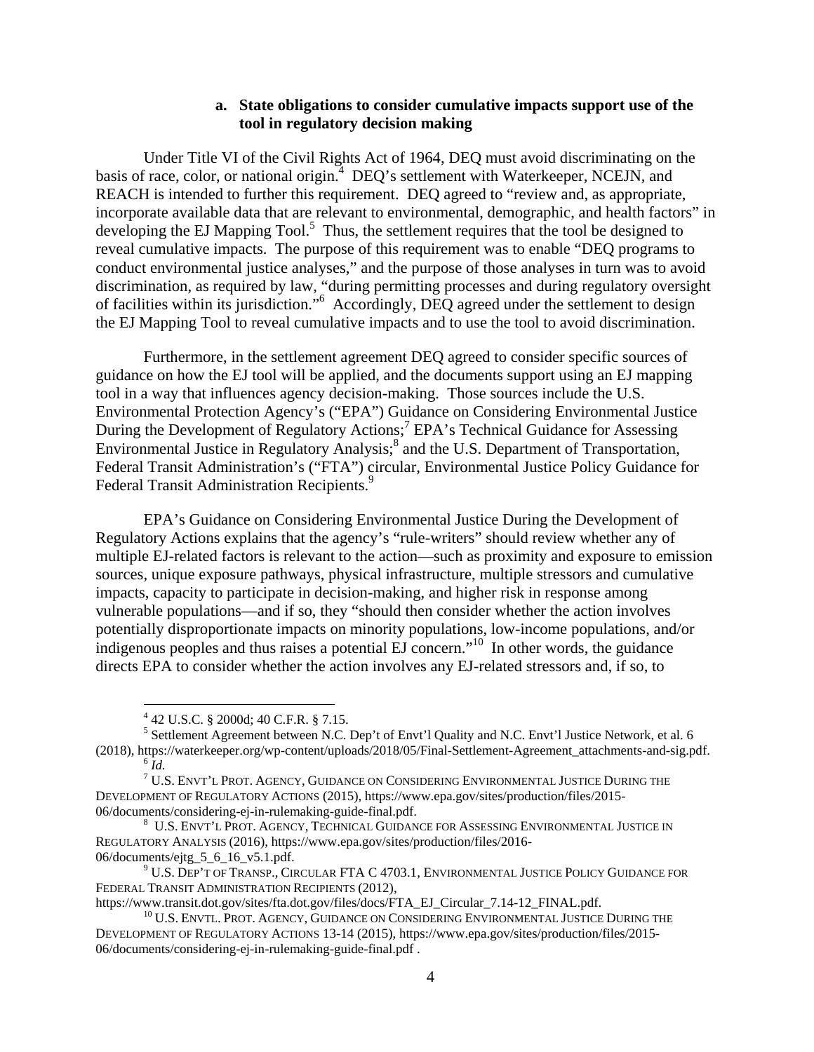### a. State obligations to consider cumulative impacts support use of the tool in regulatory decision making

Under Title VI of the Civil Rights Act of 1964, DEQ must avoid discriminating on the basis of race, color, or national origin.[4] DEQ's settlement with Waterkeeper, NCEJN, and REACH is intended to further this requirement. DEQ agreed to "review and, as appropriate, incorporate available data that are relevant to environmental, demographic, and health factors" in developing the EJ Mapping Tool.[5] Thus, the settlement requires that the tool be designed to reveal cumulative impacts. The purpose of this requirement was to enable "DEQ programs to conduct environmental justice analyses," and the purpose of those analyses in turn was to avoid discrimination, as required by law, "during permitting processes and during regulatory oversight of facilities within its jurisdiction."[6] Accordingly, DEQ agreed under the settlement to design the EJ Mapping Tool to reveal cumulative impacts and to use the tool to avoid discrimination.

Furthermore, in the settlement agreement DEQ agreed to consider specific sources of guidance on how the EJ tool will be applied, and the documents support using an EJ mapping tool in a way that influences agency decision-making. Those sources include the U.S. Environmental Protection Agency's ("EPA") Guidance on Considering Environmental Justice During the Development of Regulatory Actions;[7] EPA's Technical Guidance for Assessing Environmental Justice in Regulatory Analysis;[8] and the U.S. Department of Transportation, Federal Transit Administration's ("FTA") circular, Environmental Justice Policy Guidance for Federal Transit Administration Recipients.[9]

EPA's Guidance on Considering Environmental Justice During the Development of Regulatory Actions explains that the agency's "rule-writers" should review whether any of multiple EJ-related factors is relevant to the action—such as proximity and exposure to emission sources, unique exposure pathways, physical infrastructure, multiple stressors and cumulative impacts, capacity to participate in decision-making, and higher risk in response among vulnerable populations—and if so, they "should then consider whether the action involves potentially disproportionate impacts on minority populations, low-income populations, and/or indigenous peoples and thus raises a potential EJ concern."[10] In other words, the guidance directs EPA to consider whether the action involves any EJ-related stressors and, if so, to

---

[4] 42 U.S.C. § 2000d; 40 C.F.R. § 7.15.

[5] Settlement Agreement between N.C. Dep't of Envt'l Quality and N.C. Envt'l Justice Network, et al. 6 (2018), https://waterkeeper.org/wp-content/uploads/2018/05/Final-Settlement-Agreement_attachments-and-sig.pdf.

[6] *Id.*

[7] U.S. Envt'l Prot. Agency, Guidance on Considering Environmental Justice During the Development of Regulatory Actions (2015), https://www.epa.gov/sites/production/files/2015-06/documents/considering-ej-in-rulemaking-guide-final.pdf.

[8] U.S. Envt'l Prot. Agency, Technical Guidance for Assessing Environmental Justice in Regulatory Analysis (2016), https://www.epa.gov/sites/production/files/2016-06/documents/ejtg_5_6_16_v5.1.pdf.

[9] U.S. Dep't of Transp., Circular FTA C 4703.1, Environmental Justice Policy Guidance for Federal Transit Administration Recipients (2012), https://www.transit.dot.gov/sites/fta.dot.gov/files/docs/FTA_EJ_Circular_7.14-12_FINAL.pdf.

[10] U.S. Envtl. Prot. Agency, Guidance on Considering Environmental Justice During the Development of Regulatory Actions 13-14 (2015), https://www.epa.gov/sites/production/files/2015-06/documents/considering-ej-in-rulemaking-guide-final.pdf .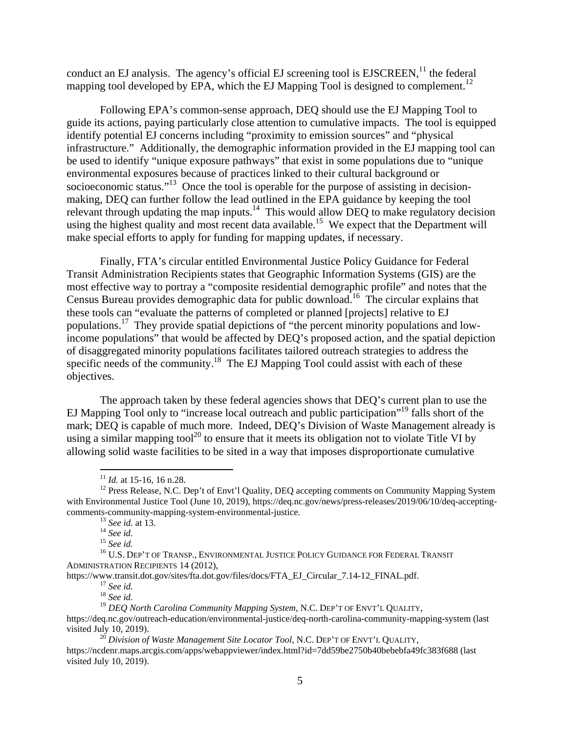conduct an EJ analysis. The agency's official EJ screening tool is EJSCREEN,[11] the federal mapping tool developed by EPA, which the EJ Mapping Tool is designed to complement.[12]

Following EPA's common-sense approach, DEQ should use the EJ Mapping Tool to guide its actions, paying particularly close attention to cumulative impacts. The tool is equipped identify potential EJ concerns including "proximity to emission sources" and "physical infrastructure." Additionally, the demographic information provided in the EJ mapping tool can be used to identify "unique exposure pathways" that exist in some populations due to "unique environmental exposures because of practices linked to their cultural background or socioeconomic status."[13] Once the tool is operable for the purpose of assisting in decision-making, DEQ can further follow the lead outlined in the EPA guidance by keeping the tool relevant through updating the map inputs.[14] This would allow DEQ to make regulatory decision using the highest quality and most recent data available.[15] We expect that the Department will make special efforts to apply for funding for mapping updates, if necessary.

Finally, FTA's circular entitled Environmental Justice Policy Guidance for Federal Transit Administration Recipients states that Geographic Information Systems (GIS) are the most effective way to portray a "composite residential demographic profile" and notes that the Census Bureau provides demographic data for public download.[16] The circular explains that these tools can "evaluate the patterns of completed or planned [projects] relative to EJ populations.[17] They provide spatial depictions of "the percent minority populations and low-income populations" that would be affected by DEQ's proposed action, and the spatial depiction of disaggregated minority populations facilitates tailored outreach strategies to address the specific needs of the community.[18] The EJ Mapping Tool could assist with each of these objectives.

The approach taken by these federal agencies shows that DEQ's current plan to use the EJ Mapping Tool only to "increase local outreach and public participation"[19] falls short of the mark; DEQ is capable of much more. Indeed, DEQ's Division of Waste Management already is using a similar mapping tool[20] to ensure that it meets its obligation not to violate Title VI by allowing solid waste facilities to be sited in a way that imposes disproportionate cumulative

---

[11] *Id.* at 15-16, 16 n.28.

[12] Press Release, N.C. Dep't of Envt'l Quality, DEQ accepting comments on Community Mapping System with Environmental Justice Tool (June 10, 2019), https://deq.nc.gov/news/press-releases/2019/06/10/deq-accepting-comments-community-mapping-system-environmental-justice.

[13] *See id.* at 13.

[14] *See id.*

[15] *See id.*

[16] U.S. Dep't of Transp., Environmental Justice Policy Guidance for Federal Transit Administration Recipients 14 (2012), https://www.transit.dot.gov/sites/fta.dot.gov/files/docs/FTA_EJ_Circular_7.14-12_FINAL.pdf.

[17] *See id.*

[18] *See id.*

[19] *DEQ North Carolina Community Mapping System*, N.C. Dep't of Envt'l Quality, https://deq.nc.gov/outreach-education/environmental-justice/deq-north-carolina-community-mapping-system (last visited July 10, 2019).

[20] *Division of Waste Management Site Locator Tool*, N.C. Dep't of Envt'l Quality, https://ncdenr.maps.arcgis.com/apps/webappviewer/index.html?id=7dd59be2750b40bebebfa49fc383f688 (last visited July 10, 2019).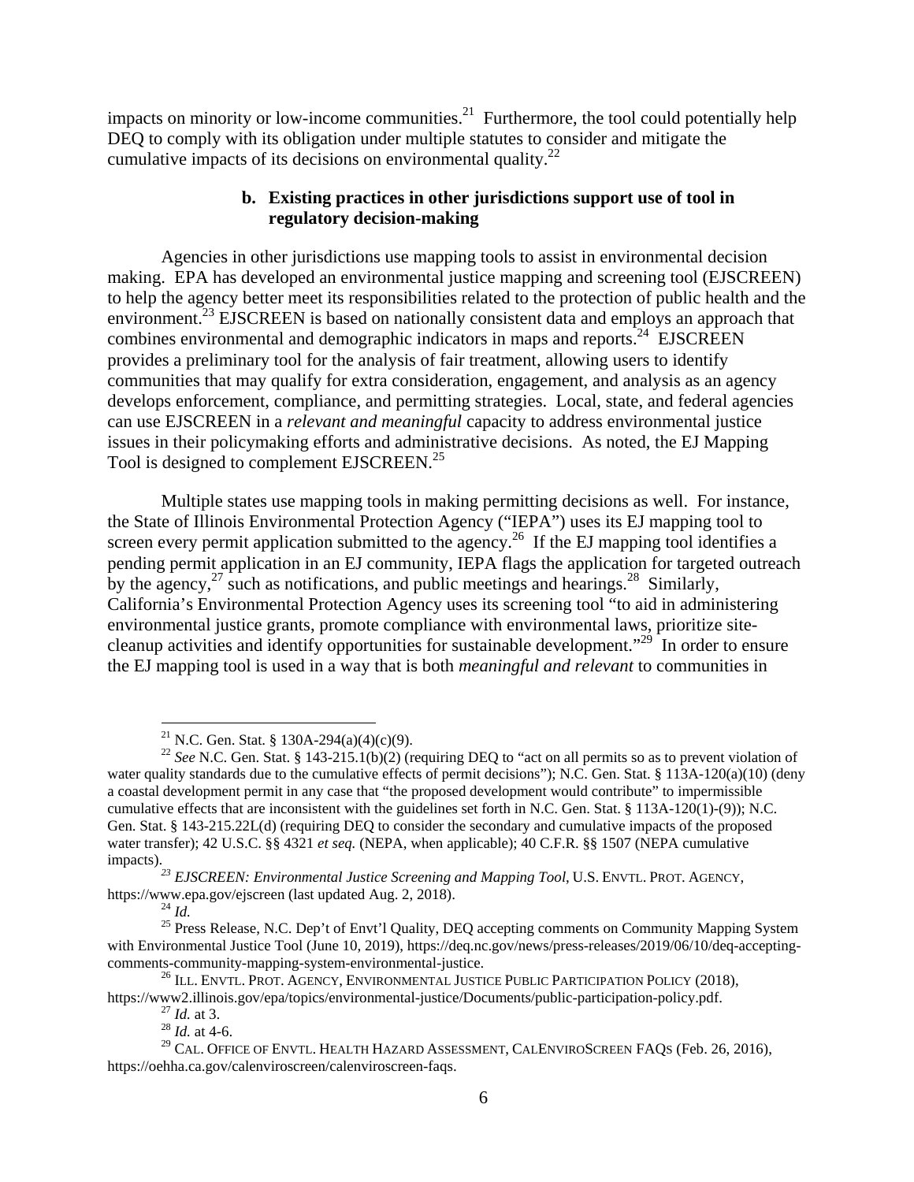impacts on minority or low-income communities.[21] Furthermore, the tool could potentially help DEQ to comply with its obligation under multiple statutes to consider and mitigate the cumulative impacts of its decisions on environmental quality.[22]

### b. Existing practices in other jurisdictions support use of tool in regulatory decision-making

Agencies in other jurisdictions use mapping tools to assist in environmental decision making. EPA has developed an environmental justice mapping and screening tool (EJSCREEN) to help the agency better meet its responsibilities related to the protection of public health and the environment.[23] EJSCREEN is based on nationally consistent data and employs an approach that combines environmental and demographic indicators in maps and reports.[24] EJSCREEN provides a preliminary tool for the analysis of fair treatment, allowing users to identify communities that may qualify for extra consideration, engagement, and analysis as an agency develops enforcement, compliance, and permitting strategies. Local, state, and federal agencies can use EJSCREEN in a *relevant and meaningful* capacity to address environmental justice issues in their policymaking efforts and administrative decisions. As noted, the EJ Mapping Tool is designed to complement EJSCREEN.[25]

Multiple states use mapping tools in making permitting decisions as well. For instance, the State of Illinois Environmental Protection Agency ("IEPA") uses its EJ mapping tool to screen every permit application submitted to the agency.[26] If the EJ mapping tool identifies a pending permit application in an EJ community, IEPA flags the application for targeted outreach by the agency,[27] such as notifications, and public meetings and hearings.[28] Similarly, California's Environmental Protection Agency uses its screening tool "to aid in administering environmental justice grants, promote compliance with environmental laws, prioritize site-cleanup activities and identify opportunities for sustainable development."[29] In order to ensure the EJ mapping tool is used in a way that is both *meaningful and relevant* to communities in

---

[21] N.C. Gen. Stat. § 130A-294(a)(4)(c)(9).

[22] *See* N.C. Gen. Stat. § 143-215.1(b)(2) (requiring DEQ to "act on all permits so as to prevent violation of water quality standards due to the cumulative effects of permit decisions"); N.C. Gen. Stat. § 113A-120(a)(10) (deny a coastal development permit in any case that "the proposed development would contribute" to impermissible cumulative effects that are inconsistent with the guidelines set forth in N.C. Gen. Stat. § 113A-120(1)-(9)); N.C. Gen. Stat. § 143-215.22L(d) (requiring DEQ to consider the secondary and cumulative impacts of the proposed water transfer); 42 U.S.C. §§ 4321 *et seq.* (NEPA, when applicable); 40 C.F.R. §§ 1507 (NEPA cumulative impacts).

[23] *EJSCREEN: Environmental Justice Screening and Mapping Tool*, U.S. ENVTL. PROT. AGENCY, https://www.epa.gov/ejscreen (last updated Aug. 2, 2018).

[24] *Id.*

[25] Press Release, N.C. Dep't of Envt'l Quality, DEQ accepting comments on Community Mapping System with Environmental Justice Tool (June 10, 2019), https://deq.nc.gov/news/press-releases/2019/06/10/deq-accepting-comments-community-mapping-system-environmental-justice.

[26] ILL. ENVTL. PROT. AGENCY, ENVIRONMENTAL JUSTICE PUBLIC PARTICIPATION POLICY (2018), https://www2.illinois.gov/epa/topics/environmental-justice/Documents/public-participation-policy.pdf.

[27] *Id.* at 3.

[28] *Id.* at 4-6.

[29] CAL. OFFICE OF ENVTL. HEALTH HAZARD ASSESSMENT, CALENVIROSCREEN FAQS (Feb. 26, 2016), https://oehha.ca.gov/calenviroscreen/calenviroscreen-faqs.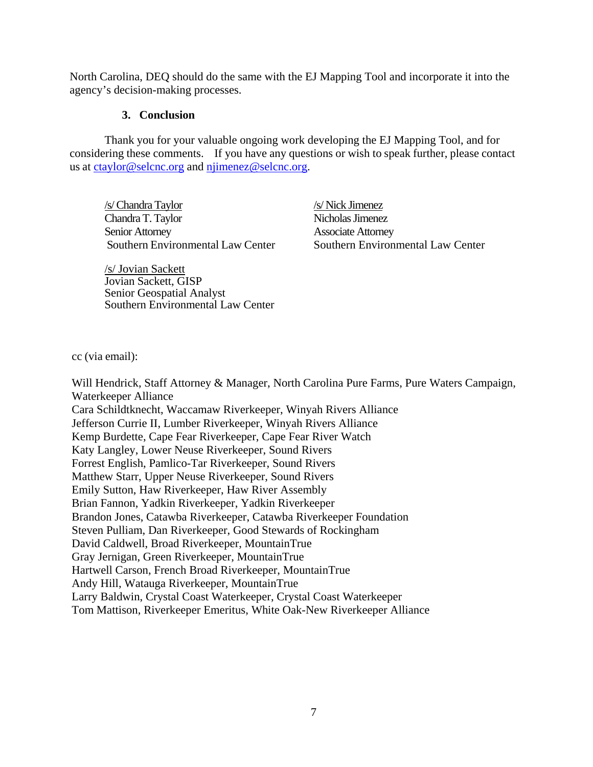North Carolina, DEQ should do the same with the EJ Mapping Tool and incorporate it into the agency's decision-making processes.

### 3. Conclusion

Thank you for your valuable ongoing work developing the EJ Mapping Tool, and for considering these comments. If you have any questions or wish to speak further, please contact us at ctaylor@selcnc.org and njimenez@selcnc.org.

/s/ Chandra Taylor
Chandra T. Taylor
Senior Attorney
Southern Environmental Law Center

/s/ Nick Jimenez
Nicholas Jimenez
Associate Attorney
Southern Environmental Law Center

/s/ Jovian Sackett
Jovian Sackett, GISP
Senior Geospatial Analyst
Southern Environmental Law Center

cc (via email):

Will Hendrick, Staff Attorney & Manager, North Carolina Pure Farms, Pure Waters Campaign, Waterkeeper Alliance
Cara Schildtknecht, Waccamaw Riverkeeper, Winyah Rivers Alliance
Jefferson Currie II, Lumber Riverkeeper, Winyah Rivers Alliance
Kemp Burdette, Cape Fear Riverkeeper, Cape Fear River Watch
Katy Langley, Lower Neuse Riverkeeper, Sound Rivers
Forrest English, Pamlico-Tar Riverkeeper, Sound Rivers
Matthew Starr, Upper Neuse Riverkeeper, Sound Rivers
Emily Sutton, Haw Riverkeeper, Haw River Assembly
Brian Fannon, Yadkin Riverkeeper, Yadkin Riverkeeper
Brandon Jones, Catawba Riverkeeper, Catawba Riverkeeper Foundation
Steven Pulliam, Dan Riverkeeper, Good Stewards of Rockingham
David Caldwell, Broad Riverkeeper, MountainTrue
Gray Jernigan, Green Riverkeeper, MountainTrue
Hartwell Carson, French Broad Riverkeeper, MountainTrue
Andy Hill, Watauga Riverkeeper, MountainTrue
Larry Baldwin, Crystal Coast Waterkeeper, Crystal Coast Waterkeeper
Tom Mattison, Riverkeeper Emeritus, White Oak-New Riverkeeper Alliance